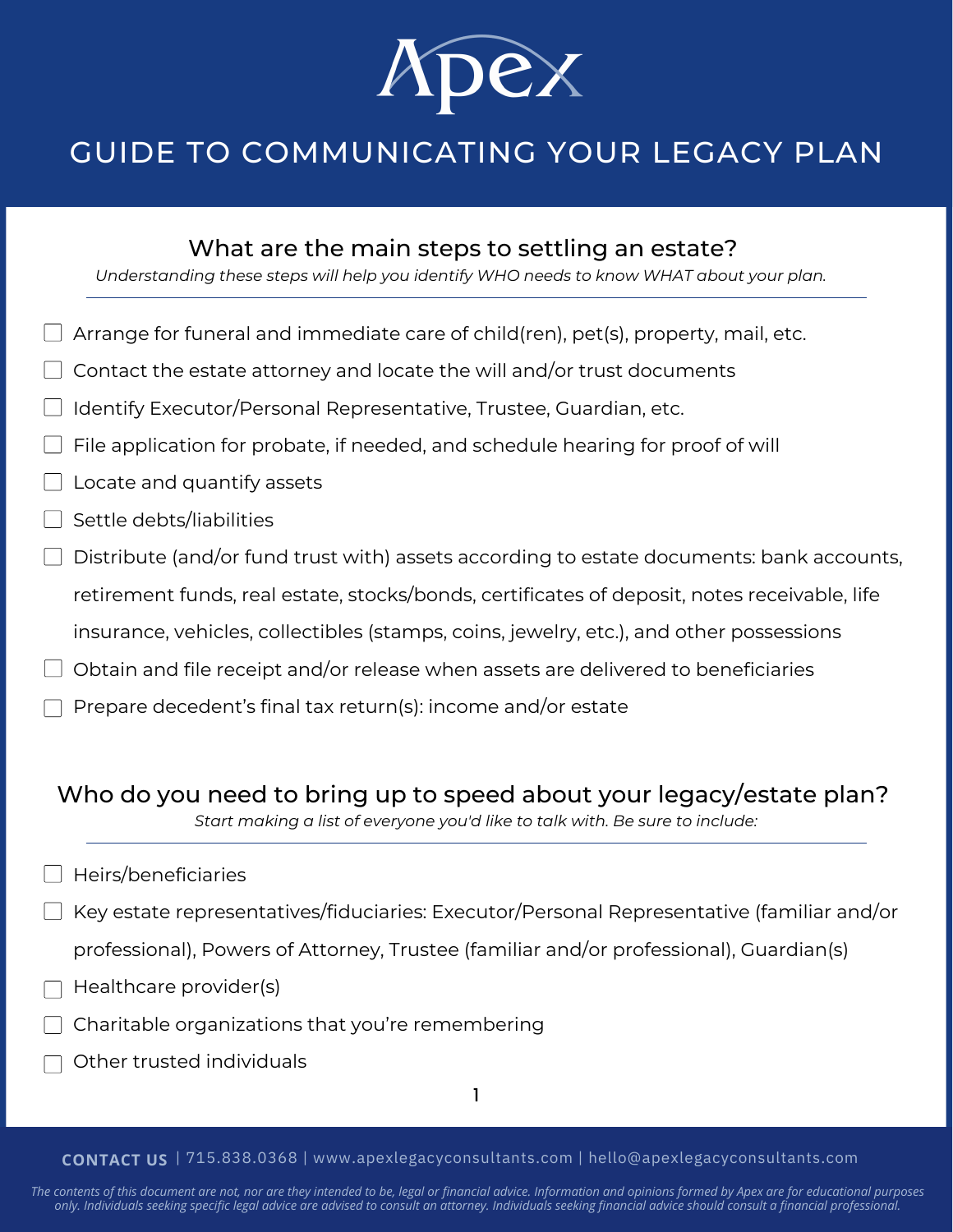# Apex

# GUIDE TO COMMUNICATING YOUR LEGACY PLAN

## What are the main steps to settling an estate?

*Understanding these steps will help you identify WHO needs to know WHAT about your plan.*

- [ ] Arrange for funeral and immediate care of child(ren), pet(s), property, mail, etc.
- [ ] Contact the estate attorney and locate the will and/or trust documents
- [ ] Identify Executor/Personal Representative, Trustee, Guardian, etc.
- [ ] File application for probate, if needed, and schedule hearing for proof of will
- [ ] Locate and quantify assets
- [ ] Settle debts/liabilities
- [ ] Distribute (and/or fund trust with) assets according to estate documents: bank accounts, retirement funds, real estate, stocks/bonds, certificates of deposit, notes receivable, life insurance, vehicles, collectibles (stamps, coins, jewelry, etc.), and other possessions
- [ ] Obtain and file receipt and/or release when assets are delivered to beneficiaries
- [ ] Prepare decedent's final tax return(s): income and/or estate

## Who do you need to bring up to speed about your legacy/estate plan?

*Start making a list of everyone you'd like to talk with. Be sure to include:*

- [ ] Heirs/beneficiaries
- [ ] Key estate representatives/fiduciaries: Executor/Personal Representative (familiar and/or professional), Powers of Attorney, Trustee (familiar and/or professional), Guardian(s)
- [ ] Healthcare provider(s)
- [ ] Charitable organizations that you're remembering
- [ ] Other trusted individuals

**CONTACT US** | 715.838.0368 | www.apexlegacyconsultants.com | hello@apexlegacyconsultants.com

*The contents of this document are not, nor are they intended to be, legal or financial advice. Information and opinions formed by Apex are for educational purposes only. Individuals seeking specific legal advice are advised to consult an attorney. Individuals seeking financial advice should consult a financial professional.*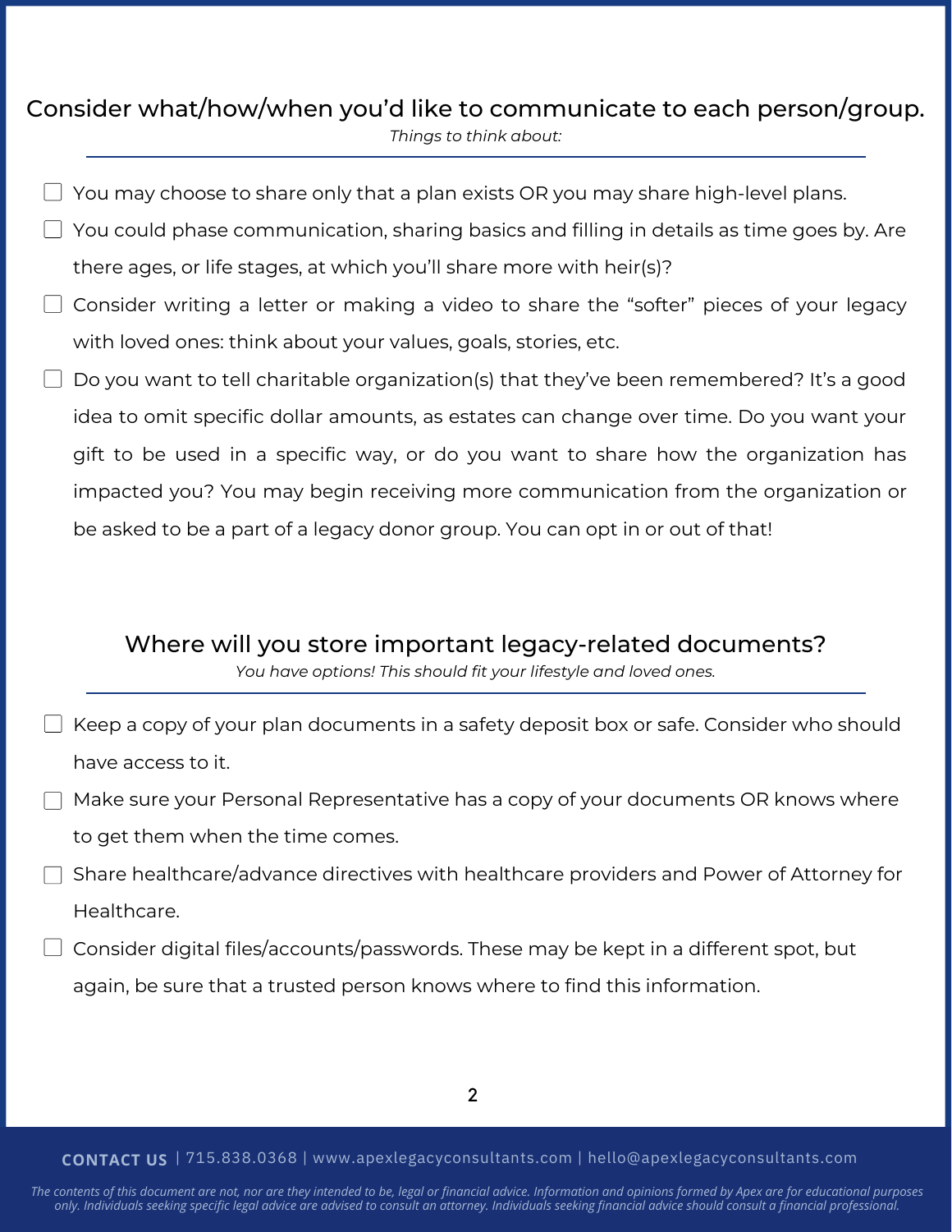## Consider what/how/when you'd like to communicate to each person/group.

*Things to think about:*

- [ ] You may choose to share only that a plan exists OR you may share high-level plans.
- [ ] You could phase communication, sharing basics and filling in details as time goes by. Are there ages, or life stages, at which you'll share more with heir(s)?
- [ ] Consider writing a letter or making a video to share the "softer" pieces of your legacy with loved ones: think about your values, goals, stories, etc.
- [ ] Do you want to tell charitable organization(s) that they've been remembered? It's a good idea to omit specific dollar amounts, as estates can change over time. Do you want your gift to be used in a specific way, or do you want to share how the organization has impacted you? You may begin receiving more communication from the organization or be asked to be a part of a legacy donor group. You can opt in or out of that!

## Where will you store important legacy-related documents?

*You have options! This should fit your lifestyle and loved ones.*

- [ ] Keep a copy of your plan documents in a safety deposit box or safe. Consider who should have access to it.
- [ ] Make sure your Personal Representative has a copy of your documents OR knows where to get them when the time comes.
- [ ] Share healthcare/advance directives with healthcare providers and Power of Attorney for Healthcare.
- [ ] Consider digital files/accounts/passwords. These may be kept in a different spot, but again, be sure that a trusted person knows where to find this information.